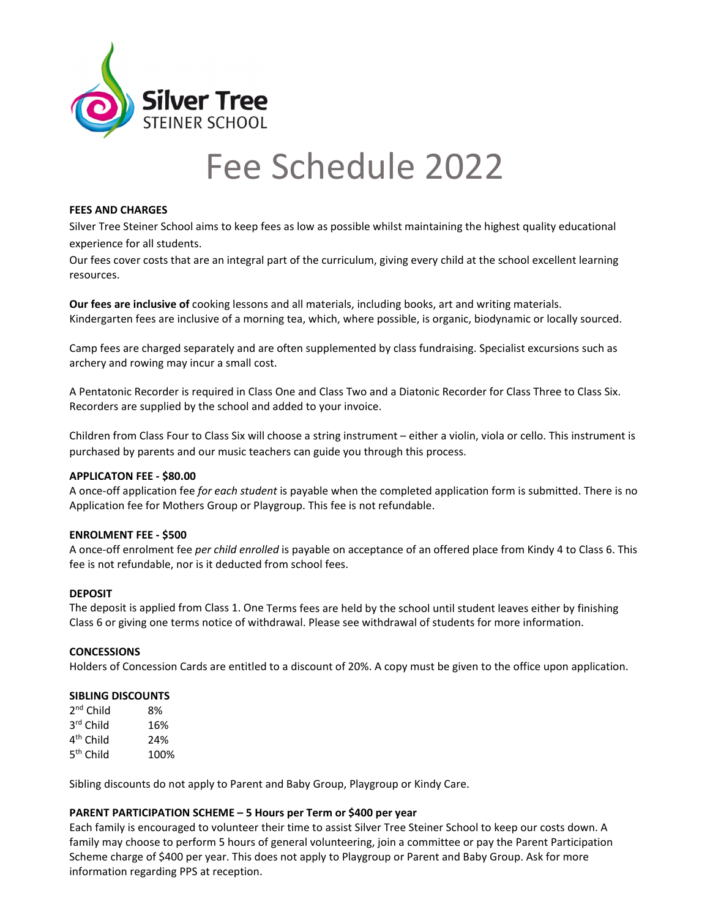Silver Tree
STEINER SCHOOL

# Fee Schedule 2022

**FEES AND CHARGES**

Silver Tree Steiner School aims to keep fees as low as possible whilst maintaining the highest quality educational experience for all students.

Our fees cover costs that are an integral part of the curriculum, giving every child at the school excellent learning resources.

**Our fees are inclusive of** cooking lessons and all materials, including books, art and writing materials.
Kindergarten fees are inclusive of a morning tea, which, where possible, is organic, biodynamic or locally sourced.

Camp fees are charged separately and are often supplemented by class fundraising. Specialist excursions such as archery and rowing may incur a small cost.

A Pentatonic Recorder is required in Class One and Class Two and a Diatonic Recorder for Class Three to Class Six. Recorders are supplied by the school and added to your invoice.

Children from Class Four to Class Six will choose a string instrument – either a violin, viola or cello. This instrument is purchased by parents and our music teachers can guide you through this process.

**APPLICATON FEE - $80.00**

A once-off application fee *for each student* is payable when the completed application form is submitted. There is no Application fee for Mothers Group or Playgroup. This fee is not refundable.

**ENROLMENT FEE - $500**

A once-off enrolment fee *per child enrolled* is payable on acceptance of an offered place from Kindy 4 to Class 6. This fee is not refundable, nor is it deducted from school fees.

**DEPOSIT**

The deposit is applied from Class 1. One Terms fees are held by the school until student leaves either by finishing Class 6 or giving one terms notice of withdrawal. Please see withdrawal of students for more information.

**CONCESSIONS**

Holders of Concession Cards are entitled to a discount of 20%. A copy must be given to the office upon application.

**SIBLING DISCOUNTS**

| | |
|---|---|
| 2nd Child | 8% |
| 3rd Child | 16% |
| 4th Child | 24% |
| 5th Child | 100% |

Sibling discounts do not apply to Parent and Baby Group, Playgroup or Kindy Care.

**PARENT PARTICIPATION SCHEME – 5 Hours per Term or $400 per year**

Each family is encouraged to volunteer their time to assist Silver Tree Steiner School to keep our costs down. A family may choose to perform 5 hours of general volunteering, join a committee or pay the Parent Participation Scheme charge of $400 per year. This does not apply to Playgroup or Parent and Baby Group. Ask for more information regarding PPS at reception.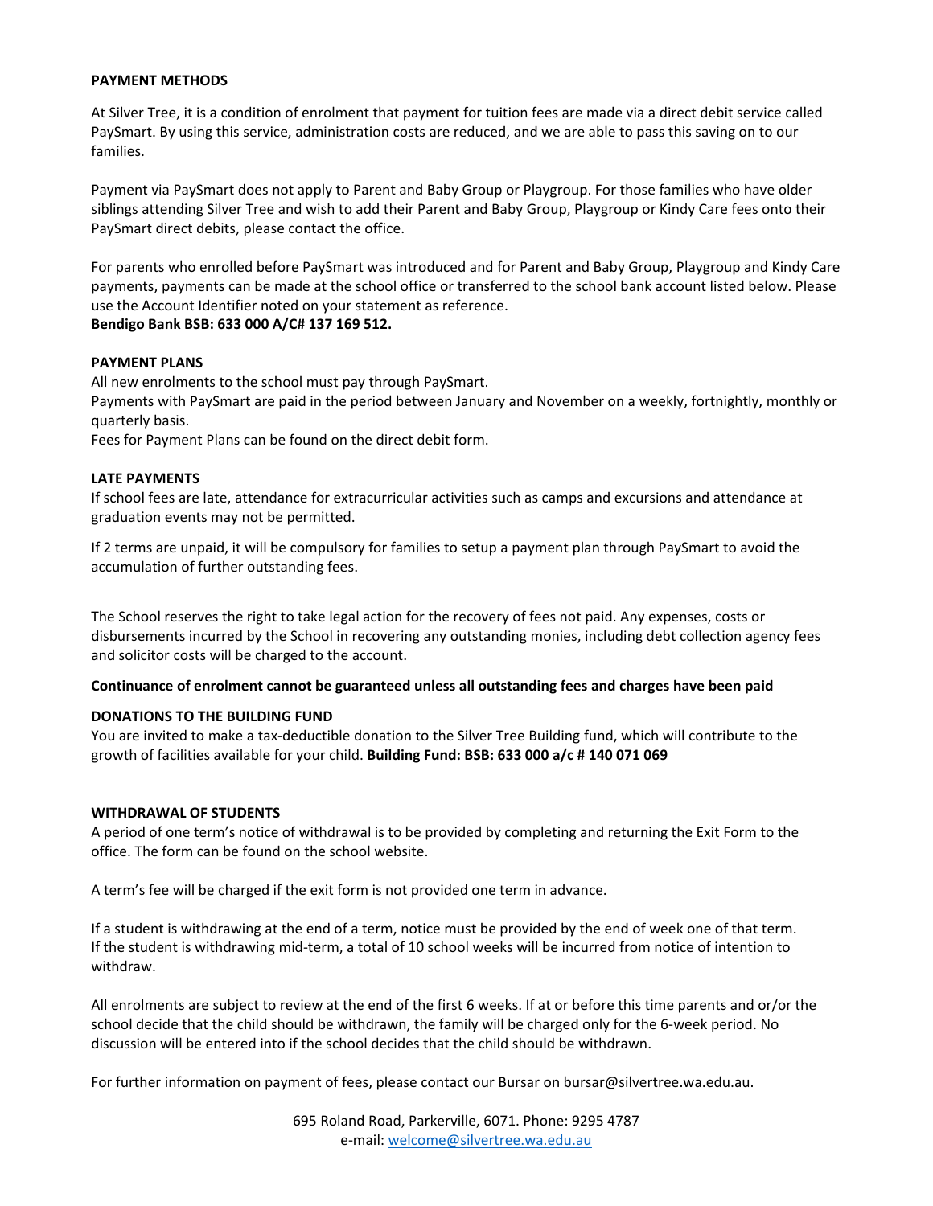**PAYMENT METHODS**

At Silver Tree, it is a condition of enrolment that payment for tuition fees are made via a direct debit service called PaySmart. By using this service, administration costs are reduced, and we are able to pass this saving on to our families.

Payment via PaySmart does not apply to Parent and Baby Group or Playgroup. For those families who have older siblings attending Silver Tree and wish to add their Parent and Baby Group, Playgroup or Kindy Care fees onto their PaySmart direct debits, please contact the office.

For parents who enrolled before PaySmart was introduced and for Parent and Baby Group, Playgroup and Kindy Care payments, payments can be made at the school office or transferred to the school bank account listed below. Please use the Account Identifier noted on your statement as reference.
**Bendigo Bank BSB: 633 000 A/C# 137 169 512.**

**PAYMENT PLANS**

All new enrolments to the school must pay through PaySmart.
Payments with PaySmart are paid in the period between January and November on a weekly, fortnightly, monthly or quarterly basis.
Fees for Payment Plans can be found on the direct debit form.

**LATE PAYMENTS**

If school fees are late, attendance for extracurricular activities such as camps and excursions and attendance at graduation events may not be permitted.

If 2 terms are unpaid, it will be compulsory for families to setup a payment plan through PaySmart to avoid the accumulation of further outstanding fees.

The School reserves the right to take legal action for the recovery of fees not paid. Any expenses, costs or disbursements incurred by the School in recovering any outstanding monies, including debt collection agency fees and solicitor costs will be charged to the account.

**Continuance of enrolment cannot be guaranteed unless all outstanding fees and charges have been paid**

**DONATIONS TO THE BUILDING FUND**

You are invited to make a tax-deductible donation to the Silver Tree Building fund, which will contribute to the growth of facilities available for your child. **Building Fund: BSB: 633 000 a/c # 140 071 069**

**WITHDRAWAL OF STUDENTS**

A period of one term's notice of withdrawal is to be provided by completing and returning the Exit Form to the office. The form can be found on the school website.

A term's fee will be charged if the exit form is not provided one term in advance.

If a student is withdrawing at the end of a term, notice must be provided by the end of week one of that term. If the student is withdrawing mid-term, a total of 10 school weeks will be incurred from notice of intention to withdraw.

All enrolments are subject to review at the end of the first 6 weeks. If at or before this time parents and or/or the school decide that the child should be withdrawn, the family will be charged only for the 6-week period. No discussion will be entered into if the school decides that the child should be withdrawn.

For further information on payment of fees, please contact our Bursar on bursar@silvertree.wa.edu.au.

695 Roland Road, Parkerville, 6071. Phone: 9295 4787
e-mail: [welcome@silvertree.wa.edu.au](mailto:welcome@silvertree.wa.edu.au)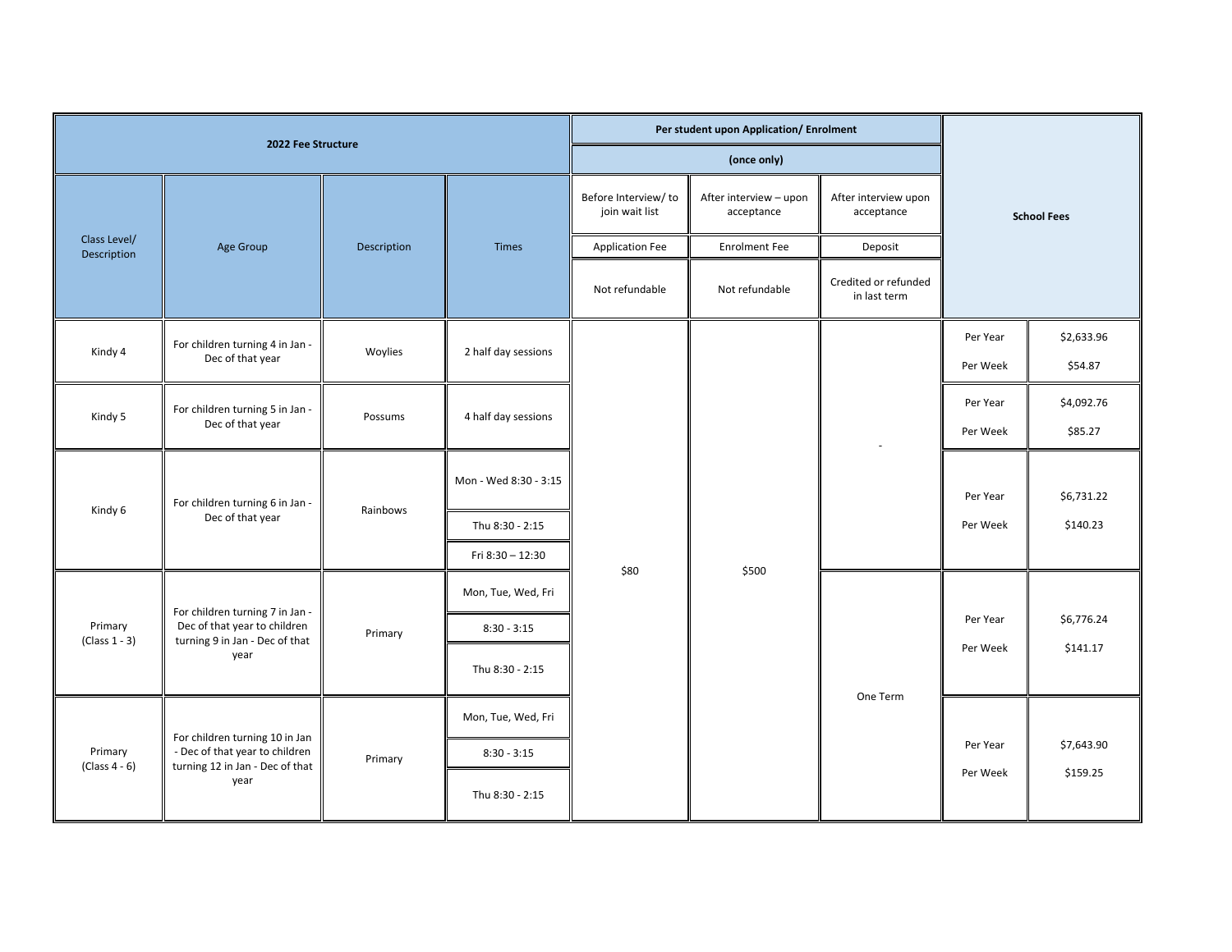| 2022 Fee Structure | | | | Per student upon Application/ Enrolment (once only) | | | School Fees | |
|---|---|---|---|---|---|---|---|---|
| | | | | Before Interview/ to join wait list | After interview – upon acceptance | After interview upon acceptance | | |
| Class Level/ Description | Age Group | Description | Times | Application Fee | Enrolment Fee | Deposit | | |
| | | | | Not refundable | Not refundable | Credited or refunded in last term | | |
| Kindy 4 | For children turning 4 in Jan - Dec of that year | Woylies | 2 half day sessions | $80 | $500 | - | Per Year<br>Per Week | $2,633.96<br>$54.87 |
| Kindy 5 | For children turning 5 in Jan - Dec of that year | Possums | 4 half day sessions | $80 | $500 | - | Per Year<br>Per Week | $4,092.76<br>$85.27 |
| Kindy 6 | For children turning 6 in Jan - Dec of that year | Rainbows | Mon - Wed 8:30 - 3:15<br>Thu 8:30 - 2:15<br>Fri 8:30 – 12:30 | $80 | $500 | - | Per Year<br>Per Week | $6,731.22<br>$140.23 |
| Primary (Class 1 - 3) | For children turning 7 in Jan - Dec of that year to children turning 9 in Jan - Dec of that year | Primary | Mon, Tue, Wed, Fri<br>8:30 - 3:15<br>Thu 8:30 - 2:15 | $80 | $500 | One Term | Per Year<br>Per Week | $6,776.24<br>$141.17 |
| Primary (Class 4 - 6) | For children turning 10 in Jan - Dec of that year to children turning 12 in Jan - Dec of that year | Primary | Mon, Tue, Wed, Fri<br>8:30 - 3:15<br>Thu 8:30 - 2:15 | $80 | $500 | One Term | Per Year<br>Per Week | $7,643.90<br>$159.25 |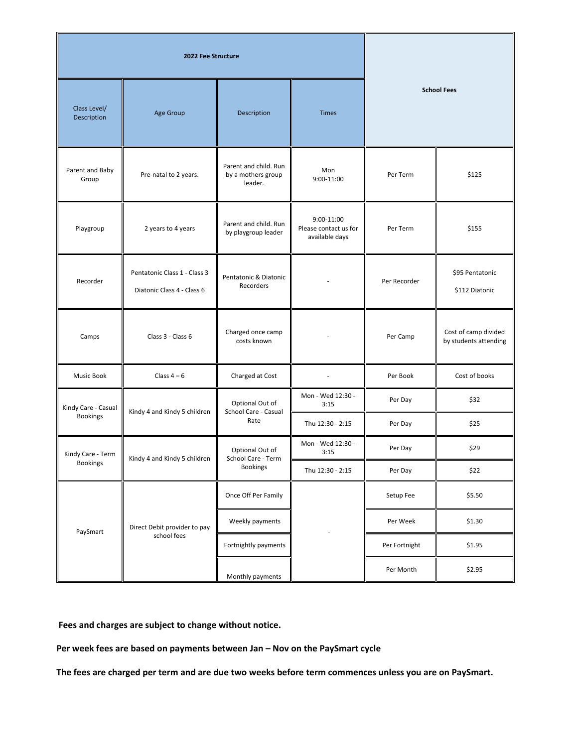| 2022 Fee Structure | | | | School Fees | |
|---|---|---|---|---|---|
| Class Level/ Description | Age Group | Description | Times | | |
| Parent and Baby Group | Pre-natal to 2 years. | Parent and child. Run by a mothers group leader. | Mon 9:00-11:00 | Per Term | $125 |
| Playgroup | 2 years to 4 years | Parent and child. Run by playgroup leader | 9:00-11:00 Please contact us for available days | Per Term | $155 |
| Recorder | Pentatonic Class 1 - Class 3<br>Diatonic Class 4 - Class 6 | Pentatonic & Diatonic Recorders | - | Per Recorder | $95 Pentatonic<br>$112 Diatonic |
| Camps | Class 3 - Class 6 | Charged once camp costs known | - | Per Camp | Cost of camp divided by students attending |
| Music Book | Class 4 – 6 | Charged at Cost | - | Per Book | Cost of books |
| Kindy Care - Casual Bookings | Kindy 4 and Kindy 5 children | Optional Out of School Care - Casual Rate | Mon - Wed 12:30 - 3:15 | Per Day | $32 |
| | | | Thu 12:30 - 2:15 | Per Day | $25 |
| Kindy Care - Term Bookings | Kindy 4 and Kindy 5 children | Optional Out of School Care - Term Bookings | Mon - Wed 12:30 - 3:15 | Per Day | $29 |
| | | | Thu 12:30 - 2:15 | Per Day | $22 |
| PaySmart | Direct Debit provider to pay school fees | Once Off Per Family | - | Setup Fee | $5.50 |
| | | Weekly payments | | Per Week | $1.30 |
| | | Fortnightly payments | | Per Fortnight | $1.95 |
| | | Monthly payments | | Per Month | $2.95 |

**Fees and charges are subject to change without notice.**

**Per week fees are based on payments between Jan – Nov on the PaySmart cycle**

**The fees are charged per term and are due two weeks before term commences unless you are on PaySmart.**